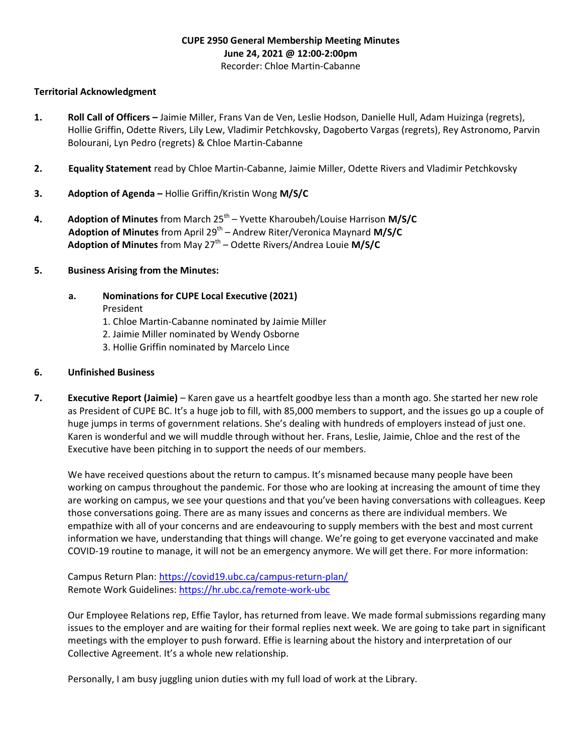**CUPE 2950 General Membership Meeting Minutes**
**June 24, 2021 @ 12:00-2:00pm**
Recorder: Chloe Martin-Cabanne

**Territorial Acknowledgment**

1. **Roll Call of Officers –** Jaimie Miller, Frans Van de Ven, Leslie Hodson, Danielle Hull, Adam Huizinga (regrets), Hollie Griffin, Odette Rivers, Lily Lew, Vladimir Petchkovsky, Dagoberto Vargas (regrets), Rey Astronomo, Parvin Bolourani, Lyn Pedro (regrets) & Chloe Martin-Cabanne

2. **Equality Statement** read by Chloe Martin-Cabanne, Jaimie Miller, Odette Rivers and Vladimir Petchkovsky

3. **Adoption of Agenda –** Hollie Griffin/Kristin Wong **M/S/C**

4. **Adoption of Minutes** from March 25th – Yvette Kharoubeh/Louise Harrison **M/S/C**
   **Adoption of Minutes** from April 29th – Andrew Riter/Veronica Maynard **M/S/C**
   **Adoption of Minutes** from May 27th – Odette Rivers/Andrea Louie **M/S/C**

5. **Business Arising from the Minutes:**

   a. **Nominations for CUPE Local Executive (2021)**
      President
      1. Chloe Martin-Cabanne nominated by Jaimie Miller
      2. Jaimie Miller nominated by Wendy Osborne
      3. Hollie Griffin nominated by Marcelo Lince

6. **Unfinished Business**

7. **Executive Report (Jaimie)** – Karen gave us a heartfelt goodbye less than a month ago. She started her new role as President of CUPE BC. It's a huge job to fill, with 85,000 members to support, and the issues go up a couple of huge jumps in terms of government relations. She's dealing with hundreds of employers instead of just one. Karen is wonderful and we will muddle through without her. Frans, Leslie, Jaimie, Chloe and the rest of the Executive have been pitching in to support the needs of our members.

   We have received questions about the return to campus. It's misnamed because many people have been working on campus throughout the pandemic. For those who are looking at increasing the amount of time they are working on campus, we see your questions and that you've been having conversations with colleagues. Keep those conversations going. There are as many issues and concerns as there are individual members. We empathize with all of your concerns and are endeavouring to supply members with the best and most current information we have, understanding that things will change. We're going to get everyone vaccinated and make COVID-19 routine to manage, it will not be an emergency anymore. We will get there. For more information:

   Campus Return Plan: https://covid19.ubc.ca/campus-return-plan/
   Remote Work Guidelines: https://hr.ubc.ca/remote-work-ubc

   Our Employee Relations rep, Effie Taylor, has returned from leave. We made formal submissions regarding many issues to the employer and are waiting for their formal replies next week. We are going to take part in significant meetings with the employer to push forward. Effie is learning about the history and interpretation of our Collective Agreement. It's a whole new relationship.

   Personally, I am busy juggling union duties with my full load of work at the Library.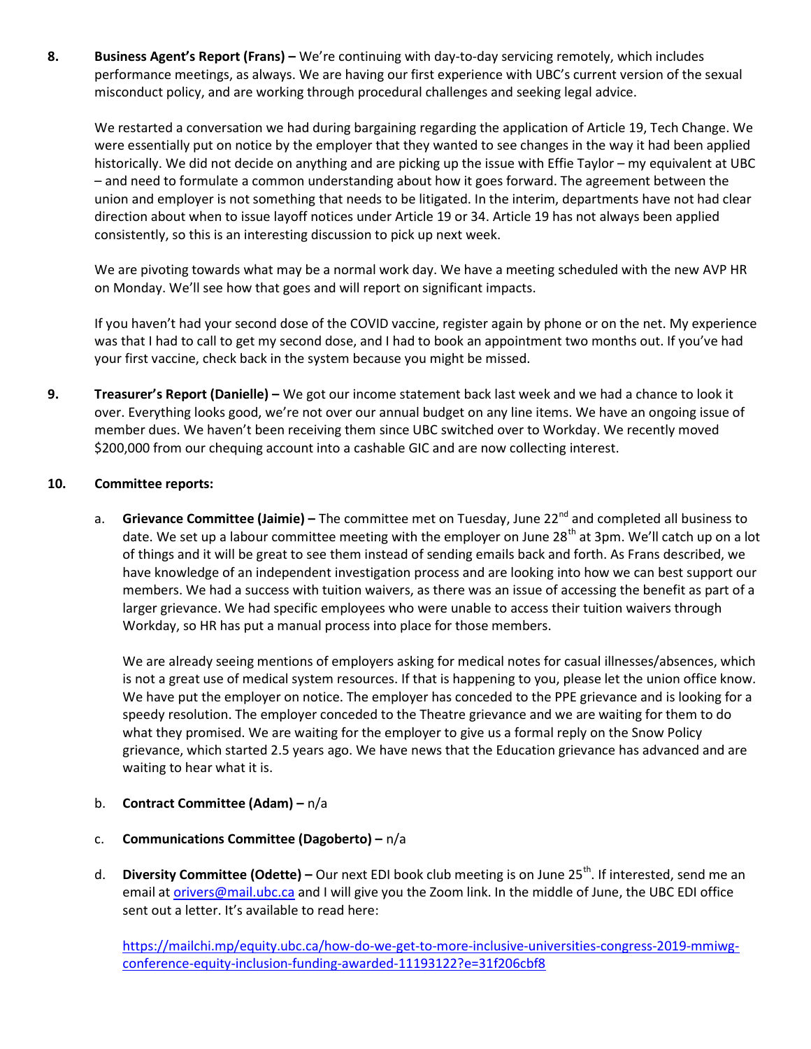8. **Business Agent's Report (Frans) –** We're continuing with day-to-day servicing remotely, which includes performance meetings, as always. We are having our first experience with UBC's current version of the sexual misconduct policy, and are working through procedural challenges and seeking legal advice.

   We restarted a conversation we had during bargaining regarding the application of Article 19, Tech Change. We were essentially put on notice by the employer that they wanted to see changes in the way it had been applied historically. We did not decide on anything and are picking up the issue with Effie Taylor – my equivalent at UBC – and need to formulate a common understanding about how it goes forward. The agreement between the union and employer is not something that needs to be litigated. In the interim, departments have not had clear direction about when to issue layoff notices under Article 19 or 34. Article 19 has not always been applied consistently, so this is an interesting discussion to pick up next week.

   We are pivoting towards what may be a normal work day. We have a meeting scheduled with the new AVP HR on Monday. We'll see how that goes and will report on significant impacts.

   If you haven't had your second dose of the COVID vaccine, register again by phone or on the net. My experience was that I had to call to get my second dose, and I had to book an appointment two months out. If you've had your first vaccine, check back in the system because you might be missed.

9. **Treasurer's Report (Danielle) –** We got our income statement back last week and we had a chance to look it over. Everything looks good, we're not over our annual budget on any line items. We have an ongoing issue of member dues. We haven't been receiving them since UBC switched over to Workday. We recently moved $200,000 from our chequing account into a cashable GIC and are now collecting interest.

10. **Committee reports:**

    a. **Grievance Committee (Jaimie) –** The committee met on Tuesday, June 22nd and completed all business to date. We set up a labour committee meeting with the employer on June 28th at 3pm. We'll catch up on a lot of things and it will be great to see them instead of sending emails back and forth. As Frans described, we have knowledge of an independent investigation process and are looking into how we can best support our members. We had a success with tuition waivers, as there was an issue of accessing the benefit as part of a larger grievance. We had specific employees who were unable to access their tuition waivers through Workday, so HR has put a manual process into place for those members.

       We are already seeing mentions of employers asking for medical notes for casual illnesses/absences, which is not a great use of medical system resources. If that is happening to you, please let the union office know. We have put the employer on notice. The employer has conceded to the PPE grievance and is looking for a speedy resolution. The employer conceded to the Theatre grievance and we are waiting for them to do what they promised. We are waiting for the employer to give us a formal reply on the Snow Policy grievance, which started 2.5 years ago. We have news that the Education grievance has advanced and are waiting to hear what it is.

    b. **Contract Committee (Adam) –** n/a

    c. **Communications Committee (Dagoberto) –** n/a

    d. **Diversity Committee (Odette) –** Our next EDI book club meeting is on June 25th. If interested, send me an email at orivers@mail.ubc.ca and I will give you the Zoom link. In the middle of June, the UBC EDI office sent out a letter. It's available to read here:

       https://mailchi.mp/equity.ubc.ca/how-do-we-get-to-more-inclusive-universities-congress-2019-mmiwg-conference-equity-inclusion-funding-awarded-11193122?e=31f206cbf8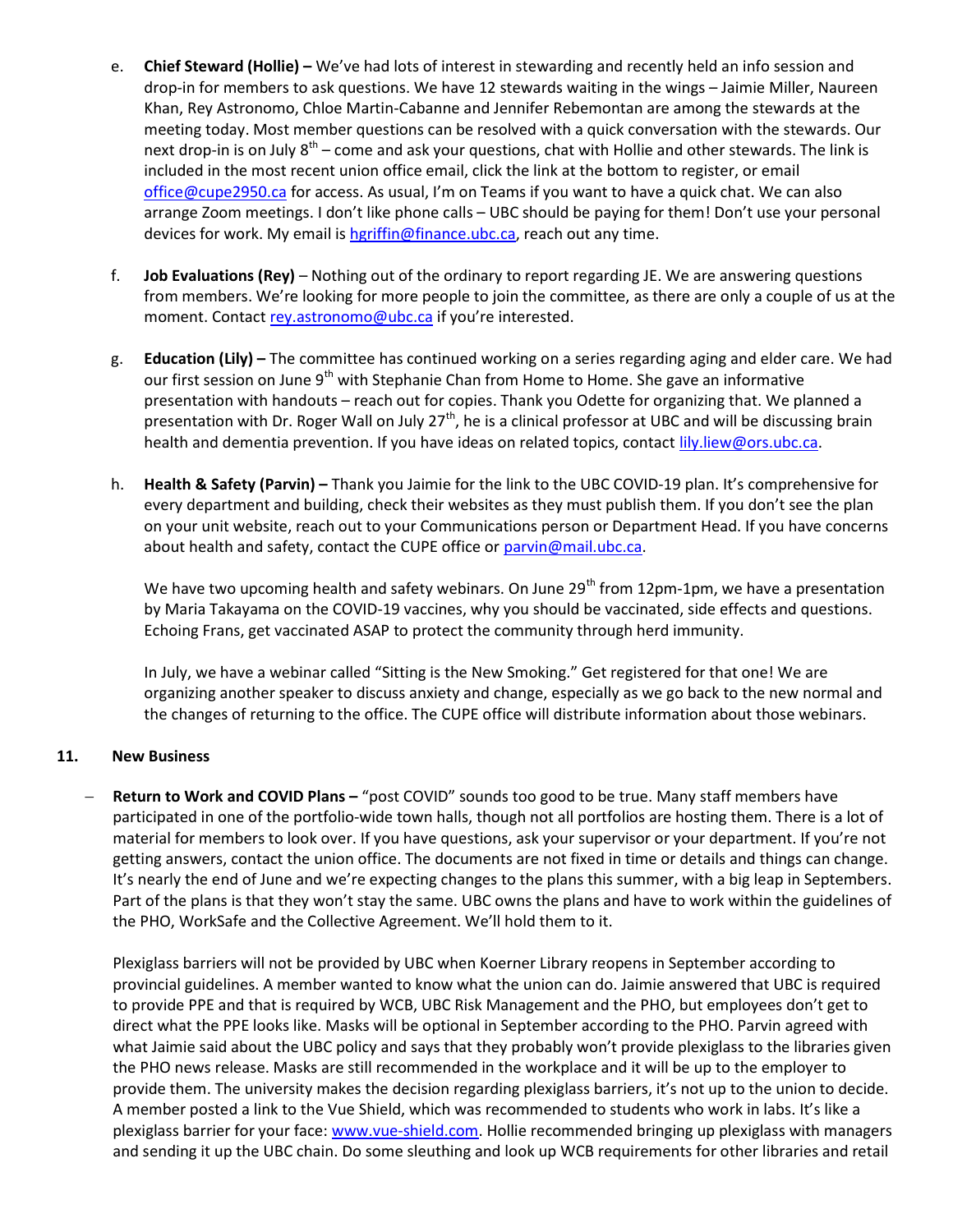e. **Chief Steward (Hollie) –** We've had lots of interest in stewarding and recently held an info session and drop-in for members to ask questions. We have 12 stewards waiting in the wings – Jaimie Miller, Naureen Khan, Rey Astronomo, Chloe Martin-Cabanne and Jennifer Rebemontan are among the stewards at the meeting today. Most member questions can be resolved with a quick conversation with the stewards. Our next drop-in is on July 8th – come and ask your questions, chat with Hollie and other stewards. The link is included in the most recent union office email, click the link at the bottom to register, or email office@cupe2950.ca for access. As usual, I'm on Teams if you want to have a quick chat. We can also arrange Zoom meetings. I don't like phone calls – UBC should be paying for them! Don't use your personal devices for work. My email is hgriffin@finance.ubc.ca, reach out any time.

f. **Job Evaluations (Rey)** – Nothing out of the ordinary to report regarding JE. We are answering questions from members. We're looking for more people to join the committee, as there are only a couple of us at the moment. Contact rey.astronomo@ubc.ca if you're interested.

g. **Education (Lily) –** The committee has continued working on a series regarding aging and elder care. We had our first session on June 9th with Stephanie Chan from Home to Home. She gave an informative presentation with handouts – reach out for copies. Thank you Odette for organizing that. We planned a presentation with Dr. Roger Wall on July 27th, he is a clinical professor at UBC and will be discussing brain health and dementia prevention. If you have ideas on related topics, contact lily.liew@ors.ubc.ca.

h. **Health & Safety (Parvin) –** Thank you Jaimie for the link to the UBC COVID-19 plan. It's comprehensive for every department and building, check their websites as they must publish them. If you don't see the plan on your unit website, reach out to your Communications person or Department Head. If you have concerns about health and safety, contact the CUPE office or parvin@mail.ubc.ca.

   We have two upcoming health and safety webinars. On June 29th from 12pm-1pm, we have a presentation by Maria Takayama on the COVID-19 vaccines, why you should be vaccinated, side effects and questions. Echoing Frans, get vaccinated ASAP to protect the community through herd immunity.

   In July, we have a webinar called "Sitting is the New Smoking." Get registered for that one! We are organizing another speaker to discuss anxiety and change, especially as we go back to the new normal and the changes of returning to the office. The CUPE office will distribute information about those webinars.

## 11. New Business

- **Return to Work and COVID Plans –** "post COVID" sounds too good to be true. Many staff members have participated in one of the portfolio-wide town halls, though not all portfolios are hosting them. There is a lot of material for members to look over. If you have questions, ask your supervisor or your department. If you're not getting answers, contact the union office. The documents are not fixed in time or details and things can change. It's nearly the end of June and we're expecting changes to the plans this summer, with a big leap in Septembers. Part of the plans is that they won't stay the same. UBC owns the plans and have to work within the guidelines of the PHO, WorkSafe and the Collective Agreement. We'll hold them to it.

  Plexiglass barriers will not be provided by UBC when Koerner Library reopens in September according to provincial guidelines. A member wanted to know what the union can do. Jaimie answered that UBC is required to provide PPE and that is required by WCB, UBC Risk Management and the PHO, but employees don't get to direct what the PPE looks like. Masks will be optional in September according to the PHO. Parvin agreed with what Jaimie said about the UBC policy and says that they probably won't provide plexiglass to the libraries given the PHO news release. Masks are still recommended in the workplace and it will be up to the employer to provide them. The university makes the decision regarding plexiglass barriers, it's not up to the union to decide. A member posted a link to the Vue Shield, which was recommended to students who work in labs. It's like a plexiglass barrier for your face: www.vue-shield.com. Hollie recommended bringing up plexiglass with managers and sending it up the UBC chain. Do some sleuthing and look up WCB requirements for other libraries and retail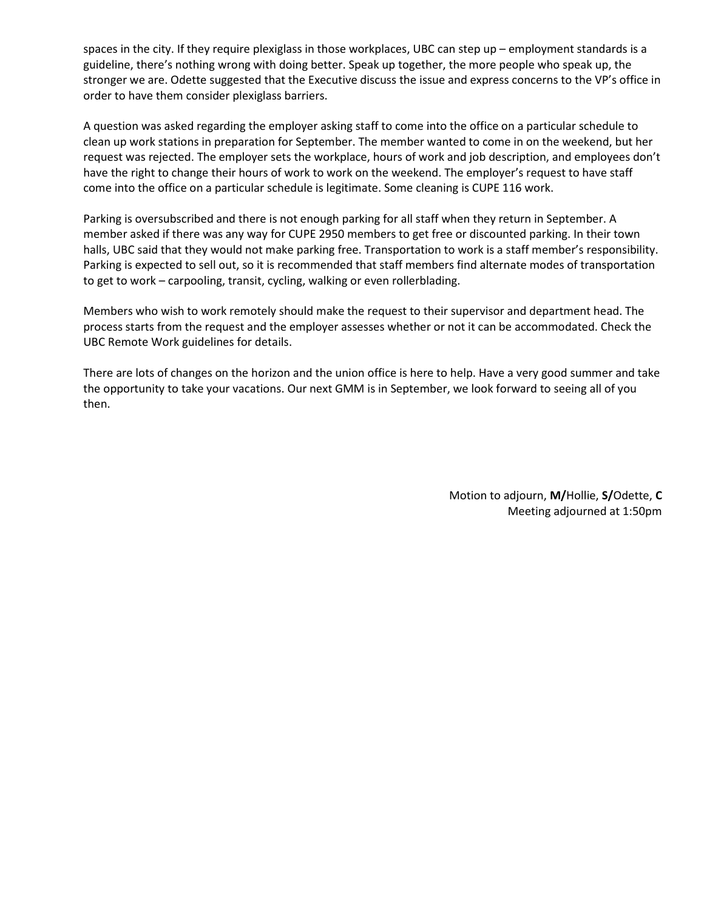spaces in the city. If they require plexiglass in those workplaces, UBC can step up – employment standards is a guideline, there's nothing wrong with doing better. Speak up together, the more people who speak up, the stronger we are. Odette suggested that the Executive discuss the issue and express concerns to the VP's office in order to have them consider plexiglass barriers.

A question was asked regarding the employer asking staff to come into the office on a particular schedule to clean up work stations in preparation for September. The member wanted to come in on the weekend, but her request was rejected. The employer sets the workplace, hours of work and job description, and employees don't have the right to change their hours of work to work on the weekend. The employer's request to have staff come into the office on a particular schedule is legitimate. Some cleaning is CUPE 116 work.

Parking is oversubscribed and there is not enough parking for all staff when they return in September. A member asked if there was any way for CUPE 2950 members to get free or discounted parking. In their town halls, UBC said that they would not make parking free. Transportation to work is a staff member's responsibility. Parking is expected to sell out, so it is recommended that staff members find alternate modes of transportation to get to work – carpooling, transit, cycling, walking or even rollerblading.

Members who wish to work remotely should make the request to their supervisor and department head. The process starts from the request and the employer assesses whether or not it can be accommodated. Check the UBC Remote Work guidelines for details.

There are lots of changes on the horizon and the union office is here to help. Have a very good summer and take the opportunity to take your vacations. Our next GMM is in September, we look forward to seeing all of you then.

Motion to adjourn, **M/**Hollie, **S/**Odette, **C**
Meeting adjourned at 1:50pm